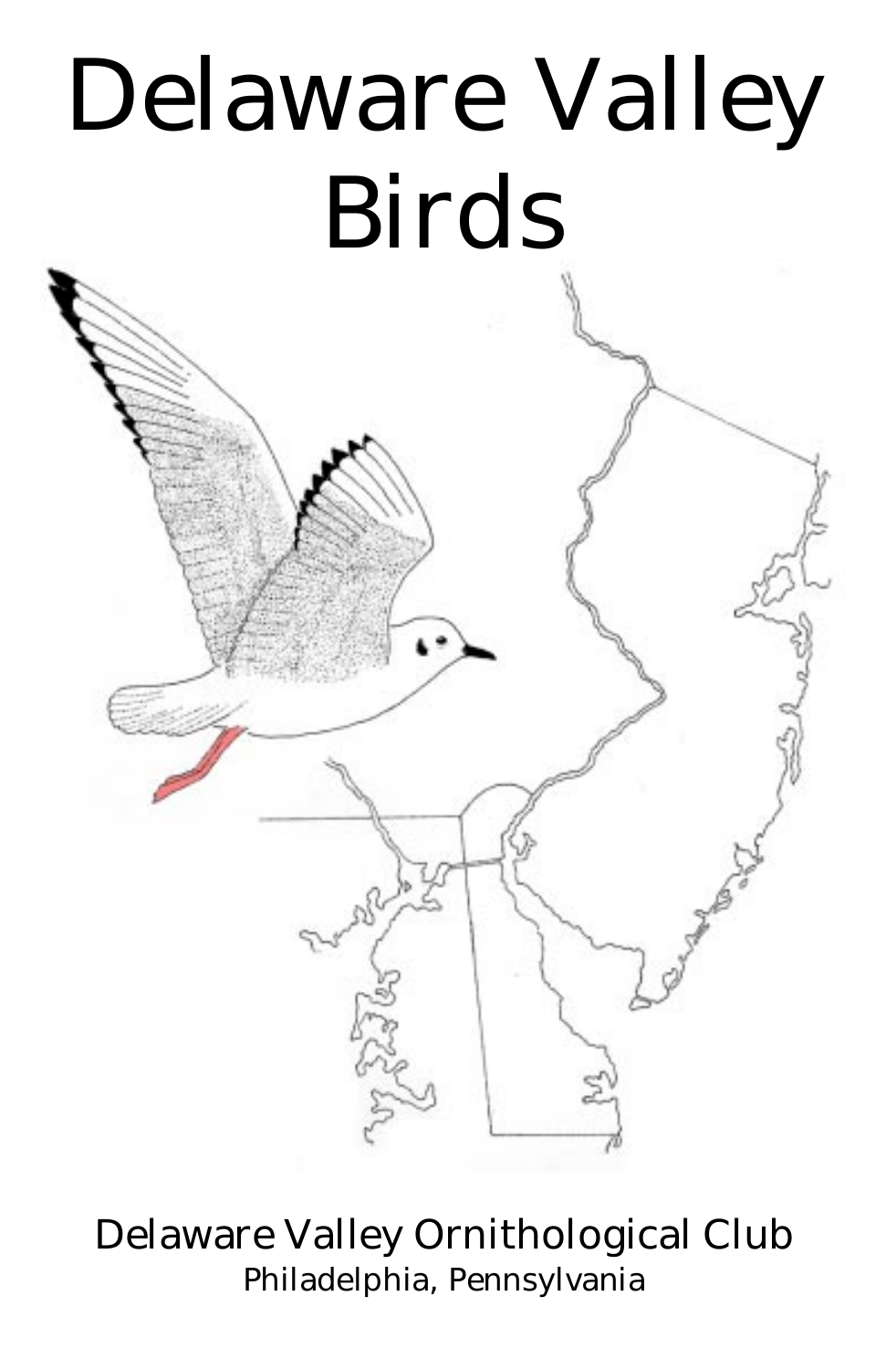# Delaware Valley Birds

Delaware Valley Ornithological Club

Philadelphia, Pennsylvania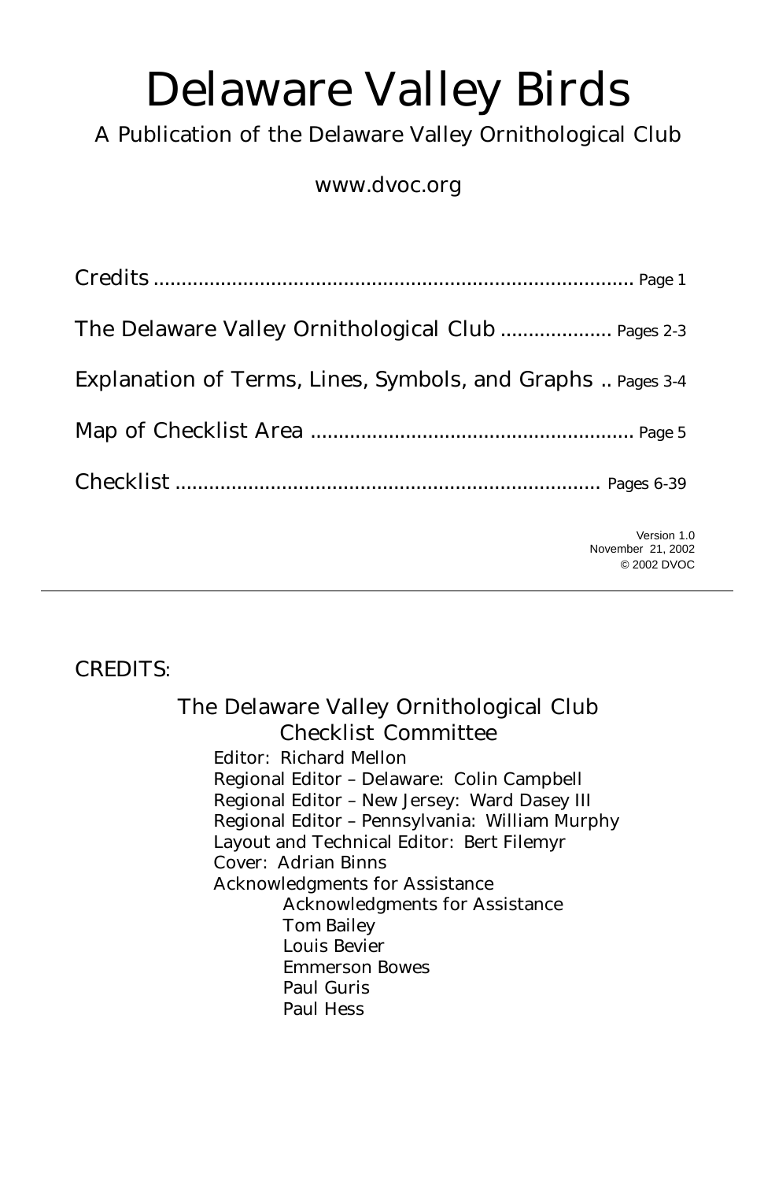# Delaware Valley Birds

A Publication of the Delaware Valley Ornithological Club

www.dvoc.org

| | |
|---|---|
| Credits | Page 1 |
| The Delaware Valley Ornithological Club | Pages 2-3 |
| Explanation of Terms, Lines, Symbols, and Graphs | Pages 3-4 |
| Map of Checklist Area | Page 5 |
| Checklist | Pages 6-39 |

Version 1.0
November 21, 2002
© 2002 DVOC

---

## CREDITS:

### The Delaware Valley Ornithological Club Checklist Committee

Editor: Richard Mellon
Regional Editor – Delaware: Colin Campbell
Regional Editor – New Jersey: Ward Dasey III
Regional Editor – Pennsylvania: William Murphy
Layout and Technical Editor: Bert Filemyr
Cover: Adrian Binns
Acknowledgments for Assistance

- Acknowledgments for Assistance
- Tom Bailey
- Louis Bevier
- Emmerson Bowes
- Paul Guris
- Paul Hess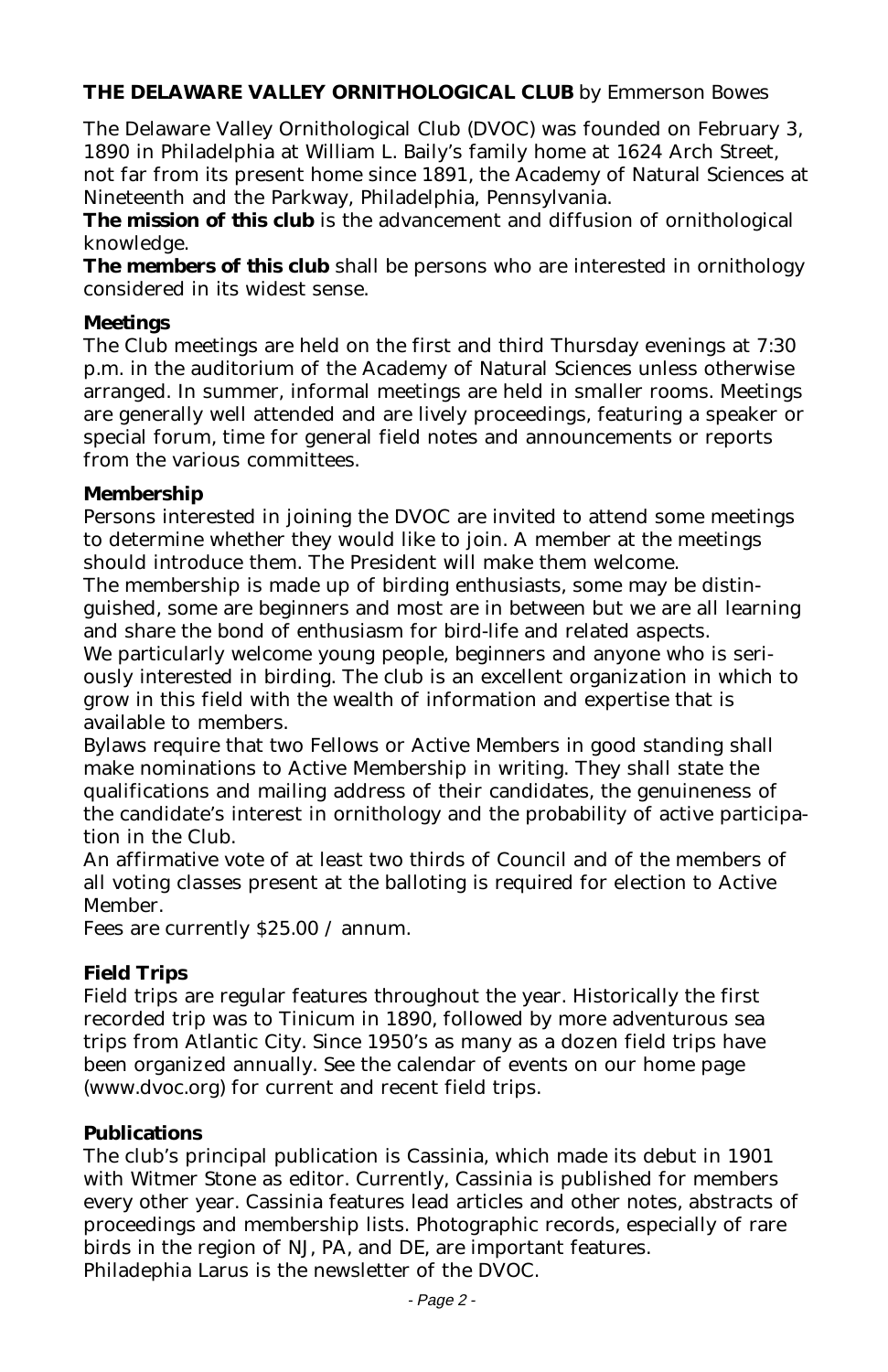**THE DELAWARE VALLEY ORNITHOLOGICAL CLUB** by Emmerson Bowes

The Delaware Valley Ornithological Club (DVOC) was founded on February 3, 1890 in Philadelphia at William L. Baily's family home at 1624 Arch Street, not far from its present home since 1891, the Academy of Natural Sciences at Nineteenth and the Parkway, Philadelphia, Pennsylvania.

**The mission of this club** is the advancement and diffusion of ornithological knowledge.

**The members of this club** shall be persons who are interested in ornithology considered in its widest sense.

### Meetings

The Club meetings are held on the first and third Thursday evenings at 7:30 p.m. in the auditorium of the Academy of Natural Sciences unless otherwise arranged. In summer, informal meetings are held in smaller rooms. Meetings are generally well attended and are lively proceedings, featuring a speaker or special forum, time for general field notes and announcements or reports from the various committees.

### Membership

Persons interested in joining the DVOC are invited to attend some meetings to determine whether they would like to join. A member at the meetings should introduce them. The President will make them welcome.

The membership is made up of birding enthusiasts, some may be distinguished, some are beginners and most are in between but we are all learning and share the bond of enthusiasm for bird-life and related aspects.

We particularly welcome young people, beginners and anyone who is seriously interested in birding. The club is an excellent organization in which to grow in this field with the wealth of information and expertise that is available to members.

Bylaws require that two Fellows or Active Members in good standing shall make nominations to Active Membership in writing. They shall state the qualifications and mailing address of their candidates, the genuineness of the candidate's interest in ornithology and the probability of active participation in the Club.

An affirmative vote of at least two thirds of Council and of the members of all voting classes present at the balloting is required for election to Active Member.

Fees are currently $25.00 / annum.

### Field Trips

Field trips are regular features throughout the year. Historically the first recorded trip was to Tinicum in 1890, followed by more adventurous sea trips from Atlantic City. Since 1950's as many as a dozen field trips have been organized annually. See the calendar of events on our home page (www.dvoc.org) for current and recent field trips.

### Publications

The club's principal publication is Cassinia, which made its debut in 1901 with Witmer Stone as editor. Currently, Cassinia is published for members every other year. Cassinia features lead articles and other notes, abstracts of proceedings and membership lists. Photographic records, especially of rare birds in the region of NJ, PA, and DE, are important features.

Philadephia Larus is the newsletter of the DVOC.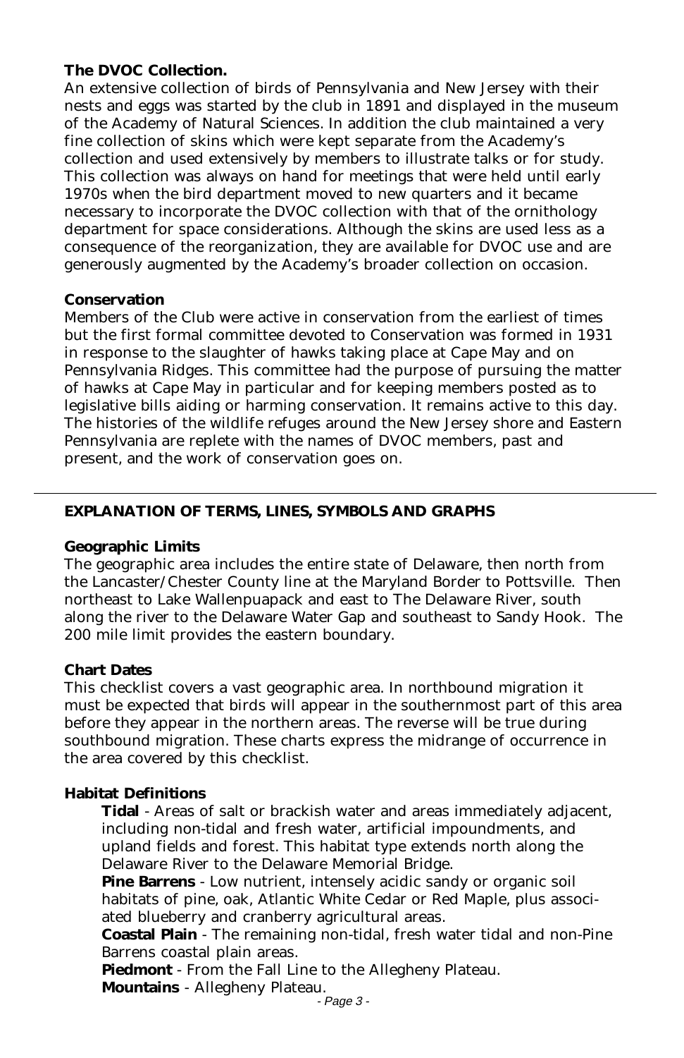### The DVOC Collection.

An extensive collection of birds of Pennsylvania and New Jersey with their nests and eggs was started by the club in 1891 and displayed in the museum of the Academy of Natural Sciences. In addition the club maintained a very fine collection of skins which were kept separate from the Academy's collection and used extensively by members to illustrate talks or for study. This collection was always on hand for meetings that were held until early 1970s when the bird department moved to new quarters and it became necessary to incorporate the DVOC collection with that of the ornithology department for space considerations. Although the skins are used less as a consequence of the reorganization, they are available for DVOC use and are generously augmented by the Academy's broader collection on occasion.

### Conservation

Members of the Club were active in conservation from the earliest of times but the first formal committee devoted to Conservation was formed in 1931 in response to the slaughter of hawks taking place at Cape May and on Pennsylvania Ridges. This committee had the purpose of pursuing the matter of hawks at Cape May in particular and for keeping members posted as to legislative bills aiding or harming conservation. It remains active to this day. The histories of the wildlife refuges around the New Jersey shore and Eastern Pennsylvania are replete with the names of DVOC members, past and present, and the work of conservation goes on.

---

## EXPLANATION OF TERMS, LINES, SYMBOLS AND GRAPHS

### Geographic Limits

The geographic area includes the entire state of Delaware, then north from the Lancaster/Chester County line at the Maryland Border to Pottsville. Then northeast to Lake Wallenpuapack and east to The Delaware River, south along the river to the Delaware Water Gap and southeast to Sandy Hook. The 200 mile limit provides the eastern boundary.

### Chart Dates

This checklist covers a vast geographic area. In northbound migration it must be expected that birds will appear in the southernmost part of this area before they appear in the northern areas. The reverse will be true during southbound migration. These charts express the midrange of occurrence in the area covered by this checklist.

### Habitat Definitions

**Tidal** - Areas of salt or brackish water and areas immediately adjacent, including non-tidal and fresh water, artificial impoundments, and upland fields and forest. This habitat type extends north along the Delaware River to the Delaware Memorial Bridge.

**Pine Barrens** - Low nutrient, intensely acidic sandy or organic soil habitats of pine, oak, Atlantic White Cedar or Red Maple, plus associated blueberry and cranberry agricultural areas.

**Coastal Plain** - The remaining non-tidal, fresh water tidal and non-Pine Barrens coastal plain areas.

**Piedmont** - From the Fall Line to the Allegheny Plateau.

**Mountains** - Allegheny Plateau.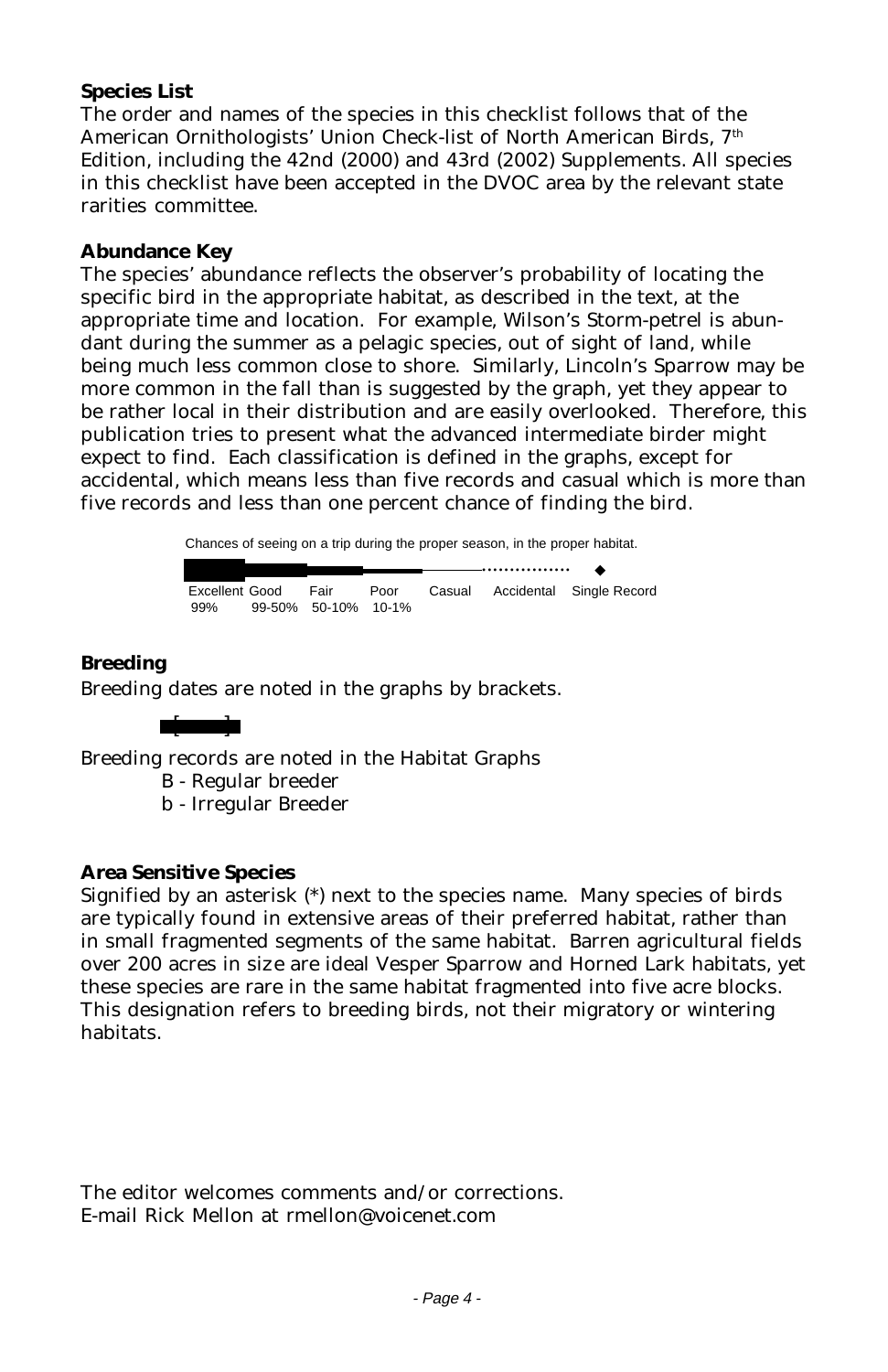**Species List**

The order and names of the species in this checklist follows that of the American Ornithologists' Union Check-list of North American Birds, 7th Edition, including the 42nd (2000) and 43rd (2002) Supplements. All species in this checklist have been accepted in the DVOC area by the relevant state rarities committee.

**Abundance Key**

The species' abundance reflects the observer's probability of locating the specific bird in the appropriate habitat, as described in the text, at the appropriate time and location. For example, Wilson's Storm-petrel is abundant during the summer as a pelagic species, out of sight of land, while being much less common close to shore. Similarly, Lincoln's Sparrow may be more common in the fall than is suggested by the graph, yet they appear to be rather local in their distribution and are easily overlooked. Therefore, this publication tries to present what the advanced intermediate birder might expect to find. Each classification is defined in the graphs, except for accidental, which means less than five records and casual which is more than five records and less than one percent chance of finding the bird.

Chances of seeing on a trip during the proper season, in the proper habitat.

| Excellent | Good | Fair | Poor | Casual | Accidental | Single Record |
|---|---|---|---|---|---|---|
| 99% | 99-50% | 50-10% | 10-1% | | | ◆ |

**Breeding**

Breeding dates are noted in the graphs by brackets.

[ ]

Breeding records are noted in the Habitat Graphs

- B - Regular breeder
- b - Irregular Breeder

**Area Sensitive Species**

Signified by an asterisk (*) next to the species name. Many species of birds are typically found in extensive areas of their preferred habitat, rather than in small fragmented segments of the same habitat. Barren agricultural fields over 200 acres in size are ideal Vesper Sparrow and Horned Lark habitats, yet these species are rare in the same habitat fragmented into five acre blocks. This designation refers to breeding birds, not their migratory or wintering habitats.

The editor welcomes comments and/or corrections.
E-mail Rick Mellon at rmellon@voicenet.com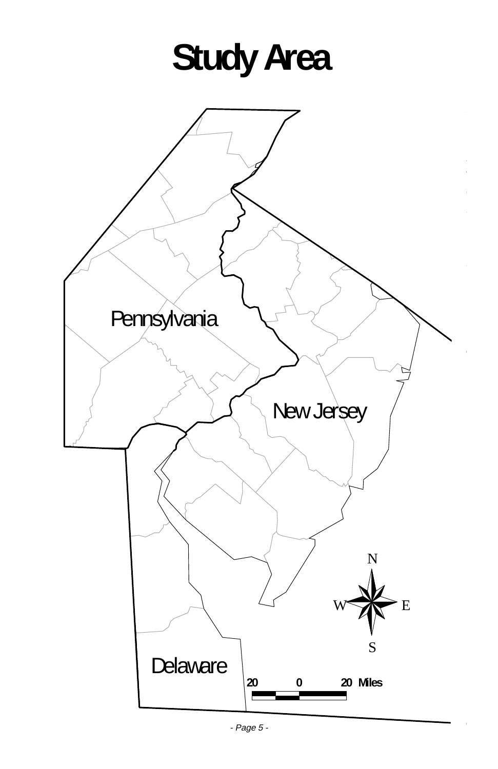# Study Area

Pennsylvania

New Jersey

Delaware

N

W E

S

20 0 20 Miles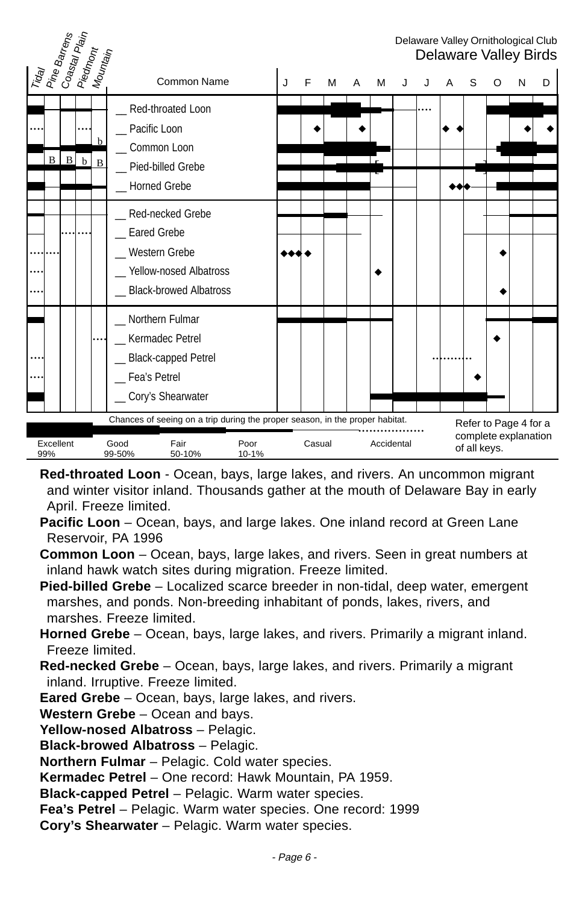Delaware Valley Ornithological Club

# Delaware Valley Birds

| Tidal | Pine Barrens | Coastal Plain | Piedmont | Mountain | Common Name |
|---|---|---|---|---|---|
| | | | | | __ Red-throated Loon |
| | | | | | __ Pacific Loon |
| | | | | b | __ Common Loon |
| | B | B | b | B | __ Pied-billed Grebe |
| | | | | | __ Horned Grebe |
| | | | | | __ Red-necked Grebe |
| | | | | | __ Eared Grebe |
| | | | | | __ Western Grebe |
| | | | | | __ Yellow-nosed Albatross |
| | | | | | __ Black-browed Albatross |
| | | | | | __ Northern Fulmar |
| | | | | | __ Kermadec Petrel |
| | | | | | __ Black-capped Petrel |
| | | | | | __ Fea's Petrel |
| | | | | | __ Cory's Shearwater |

Chances of seeing on a trip during the proper season, in the proper habitat.

| Excellent 99% | Good 99-50% | Fair 50-10% | Poor 10-1% | Casual | Accidental |
|---|---|---|---|---|---|

Refer to Page 4 for a complete explanation of all keys.

**Red-throated Loon** - Ocean, bays, large lakes, and rivers. An uncommon migrant and winter visitor inland. Thousands gather at the mouth of Delaware Bay in early April. Freeze limited.

**Pacific Loon** – Ocean, bays, and large lakes. One inland record at Green Lane Reservoir, PA 1996

**Common Loon** – Ocean, bays, large lakes, and rivers. Seen in great numbers at inland hawk watch sites during migration. Freeze limited.

**Pied-billed Grebe** – Localized scarce breeder in non-tidal, deep water, emergent marshes, and ponds. Non-breeding inhabitant of ponds, lakes, rivers, and marshes. Freeze limited.

**Horned Grebe** – Ocean, bays, large lakes, and rivers. Primarily a migrant inland. Freeze limited.

**Red-necked Grebe** – Ocean, bays, large lakes, and rivers. Primarily a migrant inland. Irruptive. Freeze limited.

**Eared Grebe** – Ocean, bays, large lakes, and rivers.

**Western Grebe** – Ocean and bays.

**Yellow-nosed Albatross** – Pelagic.

**Black-browed Albatross** – Pelagic.

**Northern Fulmar** – Pelagic. Cold water species.

**Kermadec Petrel** – One record: Hawk Mountain, PA 1959.

**Black-capped Petrel** – Pelagic. Warm water species.

**Fea's Petrel** – Pelagic. Warm water species. One record: 1999

**Cory's Shearwater** – Pelagic. Warm water species.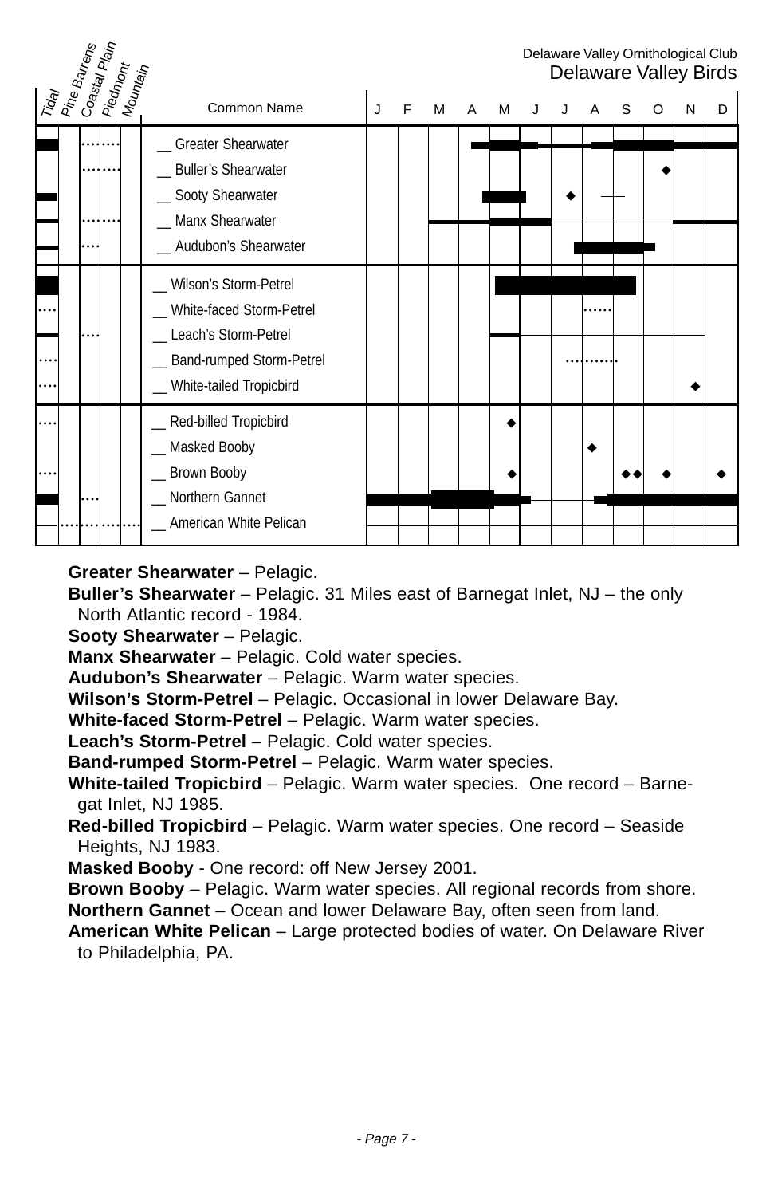Delaware Valley Ornithological Club
Delaware Valley Birds

| Tidal | Pine Barrens | Coastal Plain | Piedmont | Mountain | Common Name | J | F | M | A | M | J | J | A | S | O | N | D |
|---|---|---|---|---|---|---|---|---|---|---|---|---|---|---|---|---|---|
| | | | | | __ Greater Shearwater | | | | | | | | | | | | |
| | | | | | __ Buller's Shearwater | | | | | | | | | | ◆ | | |
| | | | | | __ Sooty Shearwater | | | | | | | ◆ | | | | | |
| | | | | | __ Manx Shearwater | | | | | | | | | | | | |
| | | | | | __ Audubon's Shearwater | | | | | | | | | | | | |
| | | | | | __ Wilson's Storm-Petrel | | | | | | | | | | | | |
| | | | | | __ White-faced Storm-Petrel | | | | | | | | | | | | |
| | | | | | __ Leach's Storm-Petrel | | | | | | | | | | | | |
| | | | | | __ Band-rumped Storm-Petrel | | | | | | | | | | | | |
| | | | | | __ White-tailed Tropicbird | | | | | | | | | | | ◆ | |
| | | | | | __ Red-billed Tropicbird | | | | | ◆ | | | | | | | |
| | | | | | __ Masked Booby | | | | | | | | ◆ | | | | |
| | | | | | __ Brown Booby | | | | | ◆ | | | | ◆◆ | ◆ | | ◆ |
| | | | | | __ Northern Gannet | | | | | | | | | | | | |
| | | | | | __ American White Pelican | | | | | | | | | | | | |

**Greater Shearwater** – Pelagic.
**Buller's Shearwater** – Pelagic. 31 Miles east of Barnegat Inlet, NJ – the only North Atlantic record - 1984.
**Sooty Shearwater** – Pelagic.
**Manx Shearwater** – Pelagic. Cold water species.
**Audubon's Shearwater** – Pelagic. Warm water species.
**Wilson's Storm-Petrel** – Pelagic. Occasional in lower Delaware Bay.
**White-faced Storm-Petrel** – Pelagic. Warm water species.
**Leach's Storm-Petrel** – Pelagic. Cold water species.
**Band-rumped Storm-Petrel** – Pelagic. Warm water species.
**White-tailed Tropicbird** – Pelagic. Warm water species. One record – Barnegat Inlet, NJ 1985.
**Red-billed Tropicbird** – Pelagic. Warm water species. One record – Seaside Heights, NJ 1983.
**Masked Booby** - One record: off New Jersey 2001.
**Brown Booby** – Pelagic. Warm water species. All regional records from shore.
**Northern Gannet** – Ocean and lower Delaware Bay, often seen from land.
**American White Pelican** – Large protected bodies of water. On Delaware River to Philadelphia, PA.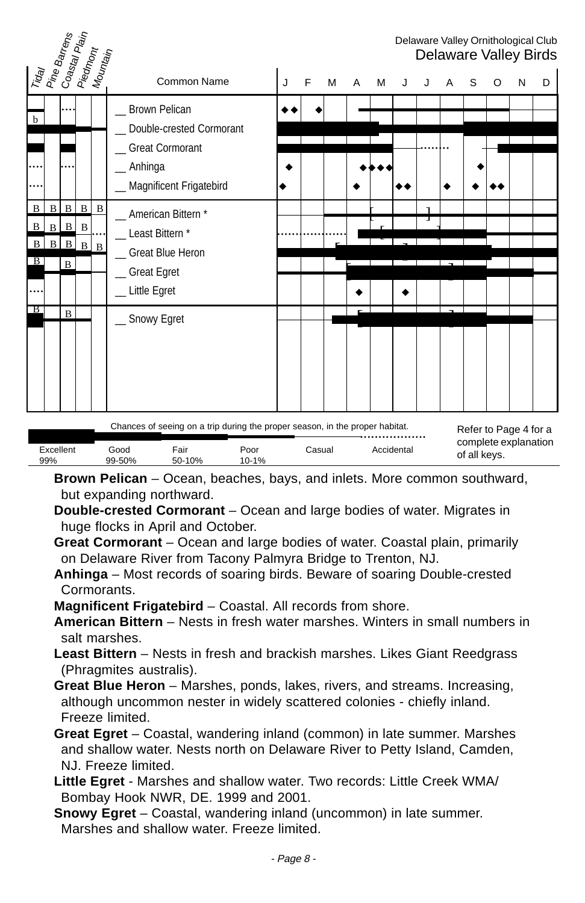Delaware Valley Ornithological Club
Delaware Valley Birds

| Tidal | Pine Barrens | Coastal Plain | Piedmont | Mountain | Common Name |
|---|---|---|---|---|---|
| b | | | | | __ Brown Pelican |
| | | | | | __ Double-crested Cormorant |
| | | | | | __ Great Cormorant |
| | | | | | __ Anhinga |
| | | | | | __ Magnificent Frigatebird |
| B | B | B | B | B | __ American Bittern * |
| B | B | B | B | | __ Least Bittern * |
| B | B | B | B | B | __ Great Blue Heron |
| B | | B | | | __ Great Egret |
| | | | | | __ Little Egret |
| B | | B | | | __ Snowy Egret |

Chances of seeing on a trip during the proper season, in the proper habitat.

| Excellent | Good | Fair | Poor | Casual | Accidental |
|---|---|---|---|---|---|
| 99% | 99-50% | 50-10% | 10-1% | | |

Refer to Page 4 for a complete explanation of all keys.

**Brown Pelican** – Ocean, beaches, bays, and inlets. More common southward, but expanding northward.

**Double-crested Cormorant** – Ocean and large bodies of water. Migrates in huge flocks in April and October.

**Great Cormorant** – Ocean and large bodies of water. Coastal plain, primarily on Delaware River from Tacony Palmyra Bridge to Trenton, NJ.

**Anhinga** – Most records of soaring birds. Beware of soaring Double-crested Cormorants.

**Magnificent Frigatebird** – Coastal. All records from shore.

**American Bittern** – Nests in fresh water marshes. Winters in small numbers in salt marshes.

**Least Bittern** – Nests in fresh and brackish marshes. Likes Giant Reedgrass (Phragmites australis).

**Great Blue Heron** – Marshes, ponds, lakes, rivers, and streams. Increasing, although uncommon nester in widely scattered colonies - chiefly inland. Freeze limited.

**Great Egret** – Coastal, wandering inland (common) in late summer. Marshes and shallow water. Nests north on Delaware River to Petty Island, Camden, NJ. Freeze limited.

**Little Egret** - Marshes and shallow water. Two records: Little Creek WMA/ Bombay Hook NWR, DE. 1999 and 2001.

**Snowy Egret** – Coastal, wandering inland (uncommon) in late summer. Marshes and shallow water. Freeze limited.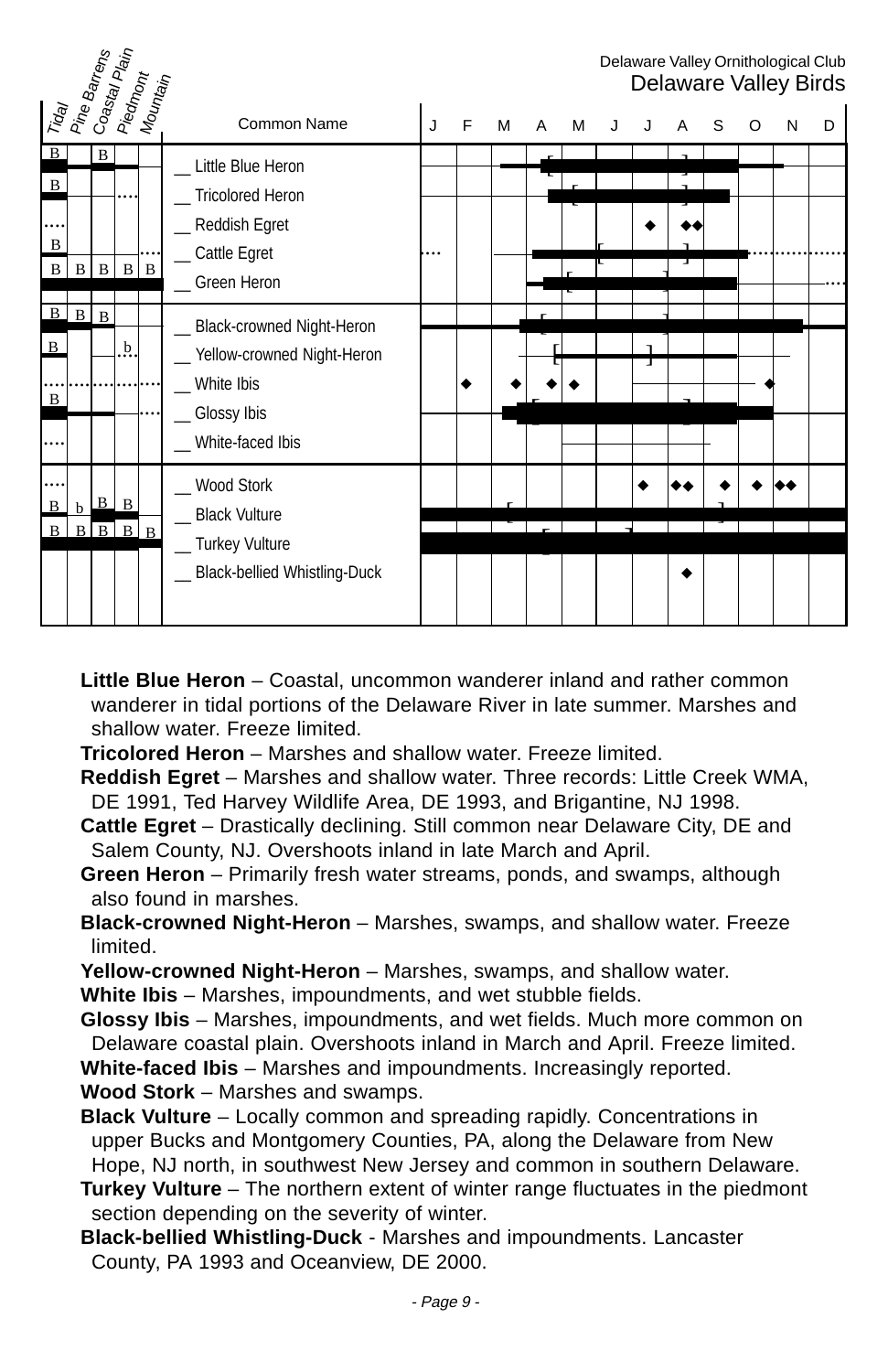Delaware Valley Ornithological Club
Delaware Valley Birds

| Tidal | Pine Barrens | Coastal Plain | Piedmont | Mountain | Common Name |
|---|---|---|---|---|---|
| B | | B | | | __ Little Blue Heron |
| B | | | | | __ Tricolored Heron |
| | | | | | __ Reddish Egret |
| B | | | | | __ Cattle Egret |
| B | B | B | B | B | __ Green Heron |
| B | B | B | | | __ Black-crowned Night-Heron |
| B | | | b | | __ Yellow-crowned Night-Heron |
| | | | | | __ White Ibis |
| B | | | | | __ Glossy Ibis |
| | | | | | __ White-faced Ibis |
| | | | | | __ Wood Stork |
| B | b | B | B | | __ Black Vulture |
| B | B | B | B | B | __ Turkey Vulture |
| | | | | | __ Black-bellied Whistling-Duck |

J F M A M J J A S O N D

**Little Blue Heron** – Coastal, uncommon wanderer inland and rather common wanderer in tidal portions of the Delaware River in late summer. Marshes and shallow water. Freeze limited.

**Tricolored Heron** – Marshes and shallow water. Freeze limited.

**Reddish Egret** – Marshes and shallow water. Three records: Little Creek WMA, DE 1991, Ted Harvey Wildlife Area, DE 1993, and Brigantine, NJ 1998.

**Cattle Egret** – Drastically declining. Still common near Delaware City, DE and Salem County, NJ. Overshoots inland in late March and April.

**Green Heron** – Primarily fresh water streams, ponds, and swamps, although also found in marshes.

**Black-crowned Night-Heron** – Marshes, swamps, and shallow water. Freeze limited.

**Yellow-crowned Night-Heron** – Marshes, swamps, and shallow water.

**White Ibis** – Marshes, impoundments, and wet stubble fields.

**Glossy Ibis** – Marshes, impoundments, and wet fields. Much more common on Delaware coastal plain. Overshoots inland in March and April. Freeze limited.

**White-faced Ibis** – Marshes and impoundments. Increasingly reported.

**Wood Stork** – Marshes and swamps.

**Black Vulture** – Locally common and spreading rapidly. Concentrations in upper Bucks and Montgomery Counties, PA, along the Delaware from New Hope, NJ north, in southwest New Jersey and common in southern Delaware.

**Turkey Vulture** – The northern extent of winter range fluctuates in the piedmont section depending on the severity of winter.

**Black-bellied Whistling-Duck** - Marshes and impoundments. Lancaster County, PA 1993 and Oceanview, DE 2000.